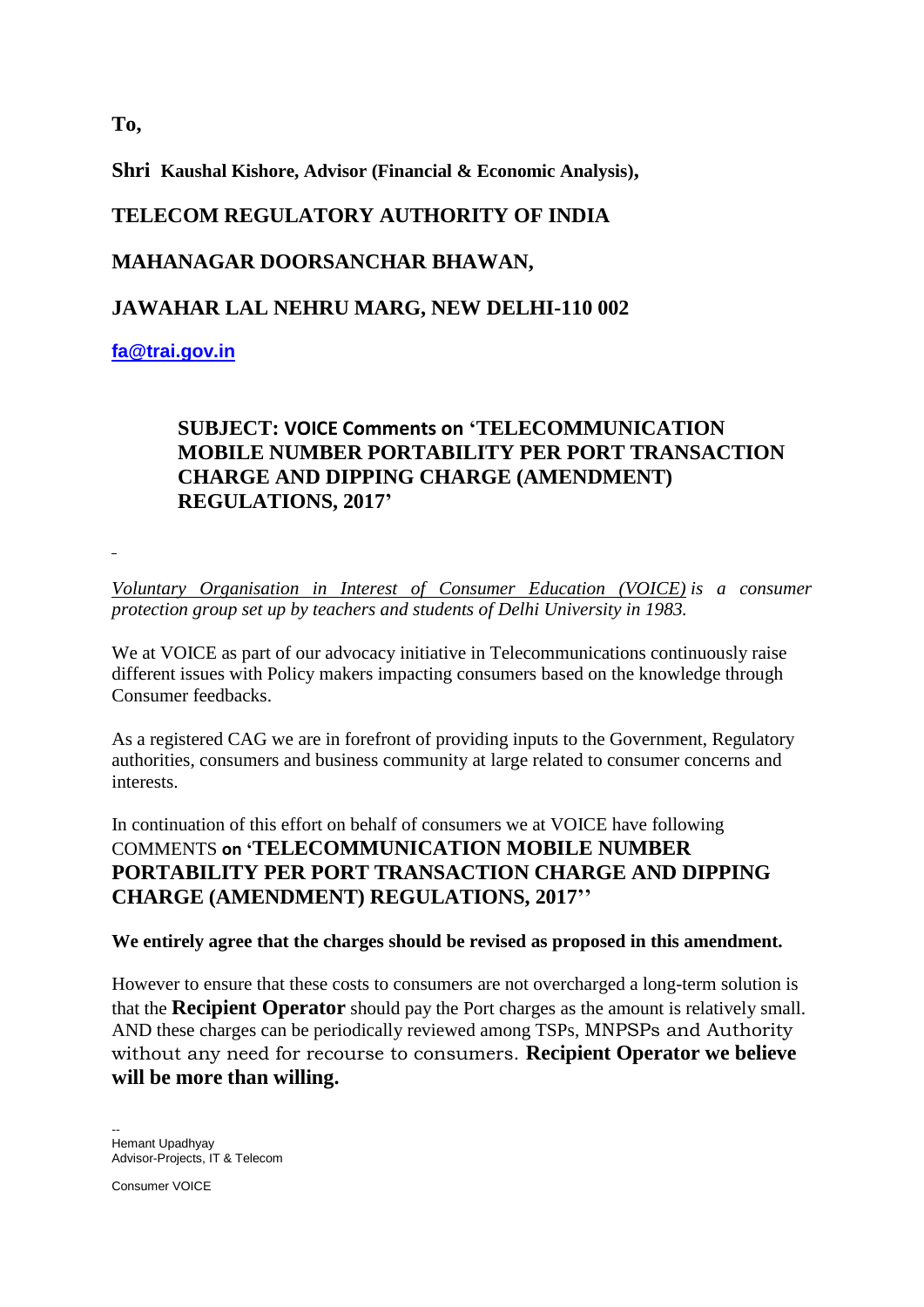**To,**

**Shri Kaushal Kishore, Advisor (Financial & Economic Analysis),**

**TELECOM REGULATORY AUTHORITY OF INDIA**

**MAHANAGAR DOORSANCHAR BHAWAN,**

**JAWAHAR LAL NEHRU MARG, NEW DELHI-110 002**

**fa@trai.gov.in**

**SUBJECT: VOICE Comments on 'TELECOMMUNICATION MOBILE NUMBER PORTABILITY PER PORT TRANSACTION CHARGE AND DIPPING CHARGE (AMENDMENT) REGULATIONS, 2017'**

*Voluntary Organisation in Interest of Consumer Education (VOICE) is a consumer protection group set up by teachers and students of Delhi University in 1983.*

We at VOICE as part of our advocacy initiative in Telecommunications continuously raise different issues with Policy makers impacting consumers based on the knowledge through Consumer feedbacks.

As a registered CAG we are in forefront of providing inputs to the Government, Regulatory authorities, consumers and business community at large related to consumer concerns and interests.

In continuation of this effort on behalf of consumers we at VOICE have following COMMENTS **on 'TELECOMMUNICATION MOBILE NUMBER PORTABILITY PER PORT TRANSACTION CHARGE AND DIPPING CHARGE (AMENDMENT) REGULATIONS, 2017''**

**We entirely agree that the charges should be revised as proposed in this amendment.**

However to ensure that these costs to consumers are not overcharged a long-term solution is that the **Recipient Operator** should pay the Port charges as the amount is relatively small. AND these charges can be periodically reviewed among TSPs, MNPSPs and Authority without any need for recourse to consumers. **Recipient Operator we believe will be more than willing.**

--
Hemant Upadhyay
Advisor-Projects, IT & Telecom

Consumer VOICE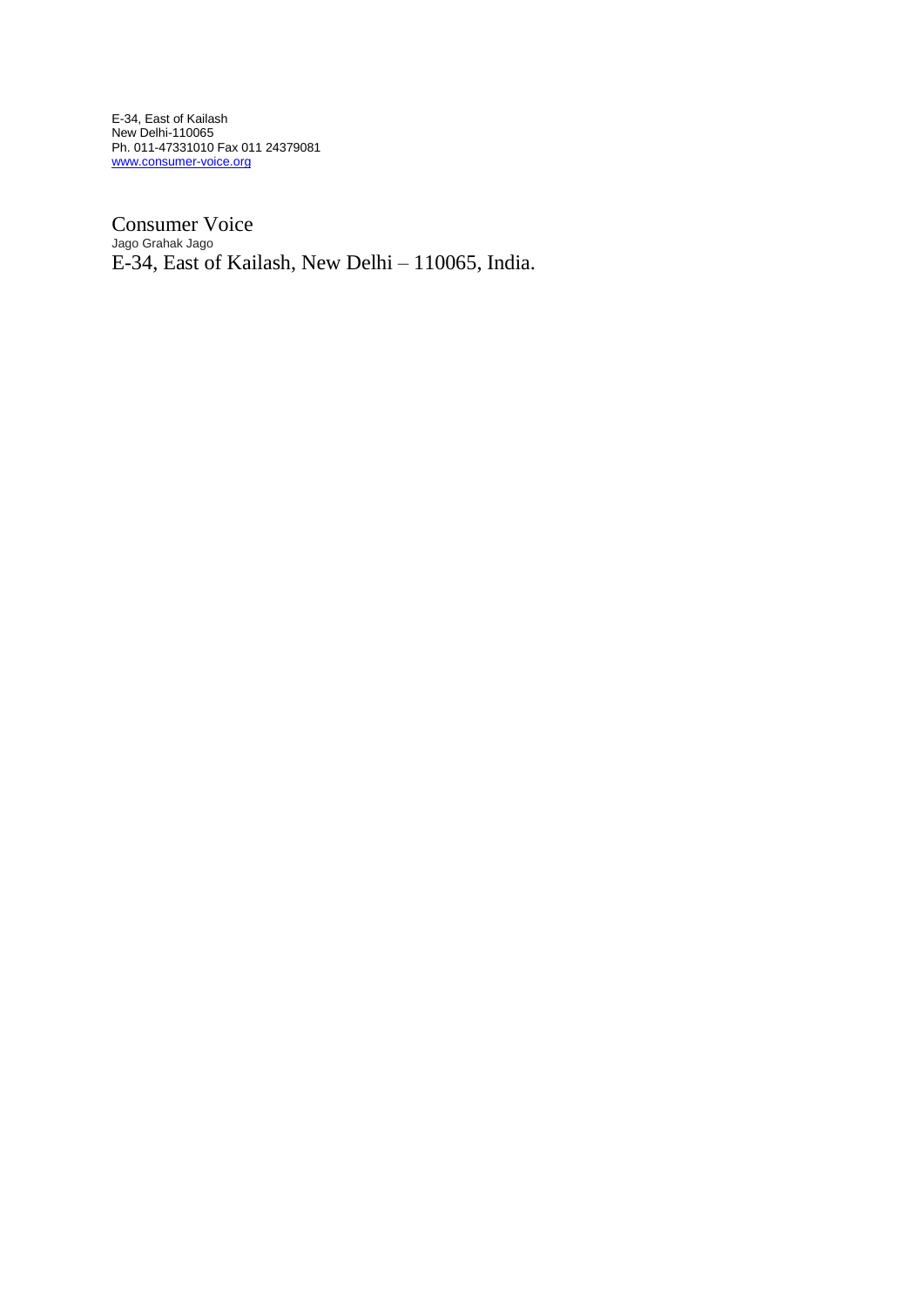E-34, East of Kailash
New Delhi-110065
Ph. 011-47331010 Fax 011 24379081
www.consumer-voice.org

Consumer Voice
Jago Grahak Jago
E-34, East of Kailash, New Delhi – 110065, India.